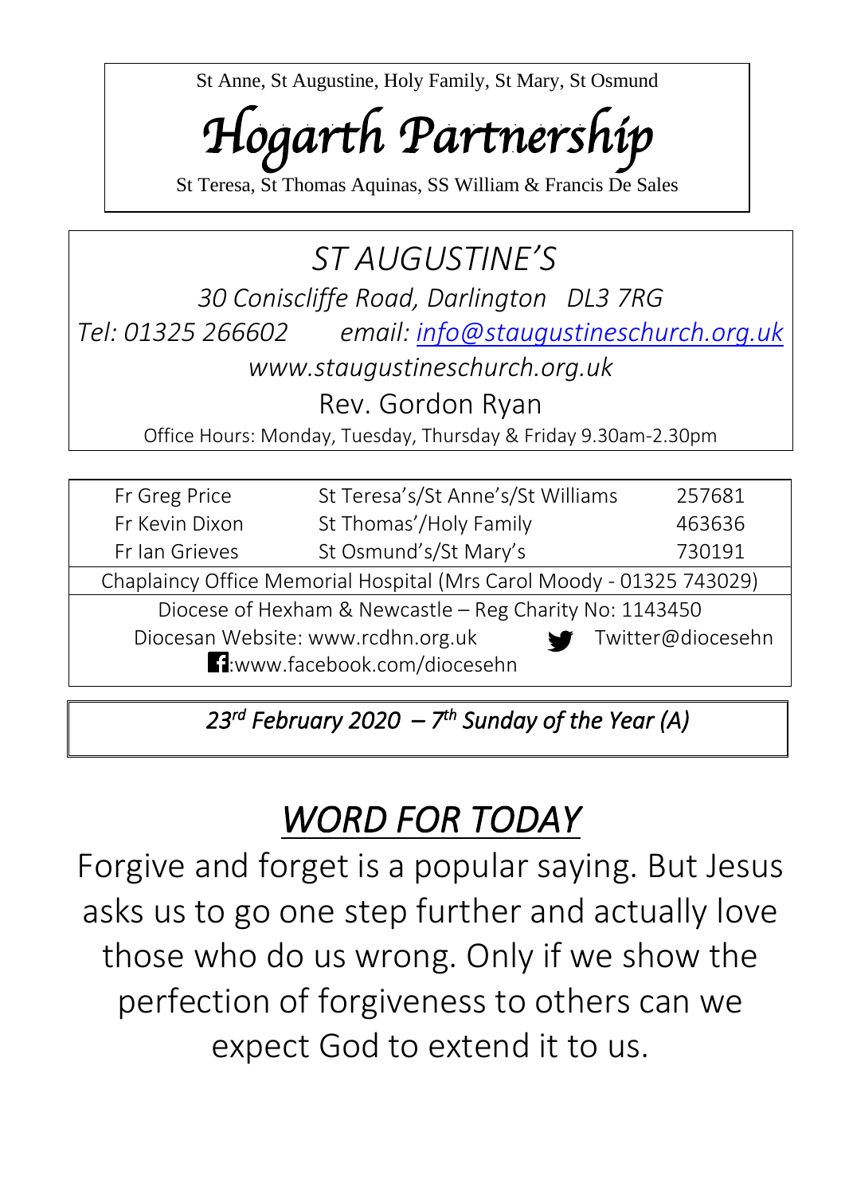St Anne, St Augustine, Holy Family, St Mary, St Osmund

# *Hogarth Partnership*

St Teresa, St Thomas Aquinas, SS William & Francis De Sales

## *ST AUGUSTINE'S*

*30 Coniscliffe Road, Darlington DL3 7RG*

*Tel: 01325 266602 email: info@staugustineschurch.org.uk*

*www.staugustineschurch.org.uk*

Rev. Gordon Ryan

Office Hours: Monday, Tuesday, Thursday & Friday 9.30am-2.30pm

| | | |
|---|---|---|
| Fr Greg Price | St Teresa's/St Anne's/St Williams | 257681 |
| Fr Kevin Dixon | St Thomas'/Holy Family | 463636 |
| Fr Ian Grieves | St Osmund's/St Mary's | 730191 |

Chaplaincy Office Memorial Hospital (Mrs Carol Moody - 01325 743029)

Diocese of Hexham & Newcastle – Reg Charity No: 1143450

Diocesan Website: www.rcdhn.org.uk Twitter@diocesehn

:www.facebook.com/diocesehn

*23rd February 2020 – 7th Sunday of the Year (A)*

# *WORD FOR TODAY*

Forgive and forget is a popular saying. But Jesus asks us to go one step further and actually love those who do us wrong. Only if we show the perfection of forgiveness to others can we expect God to extend it to us.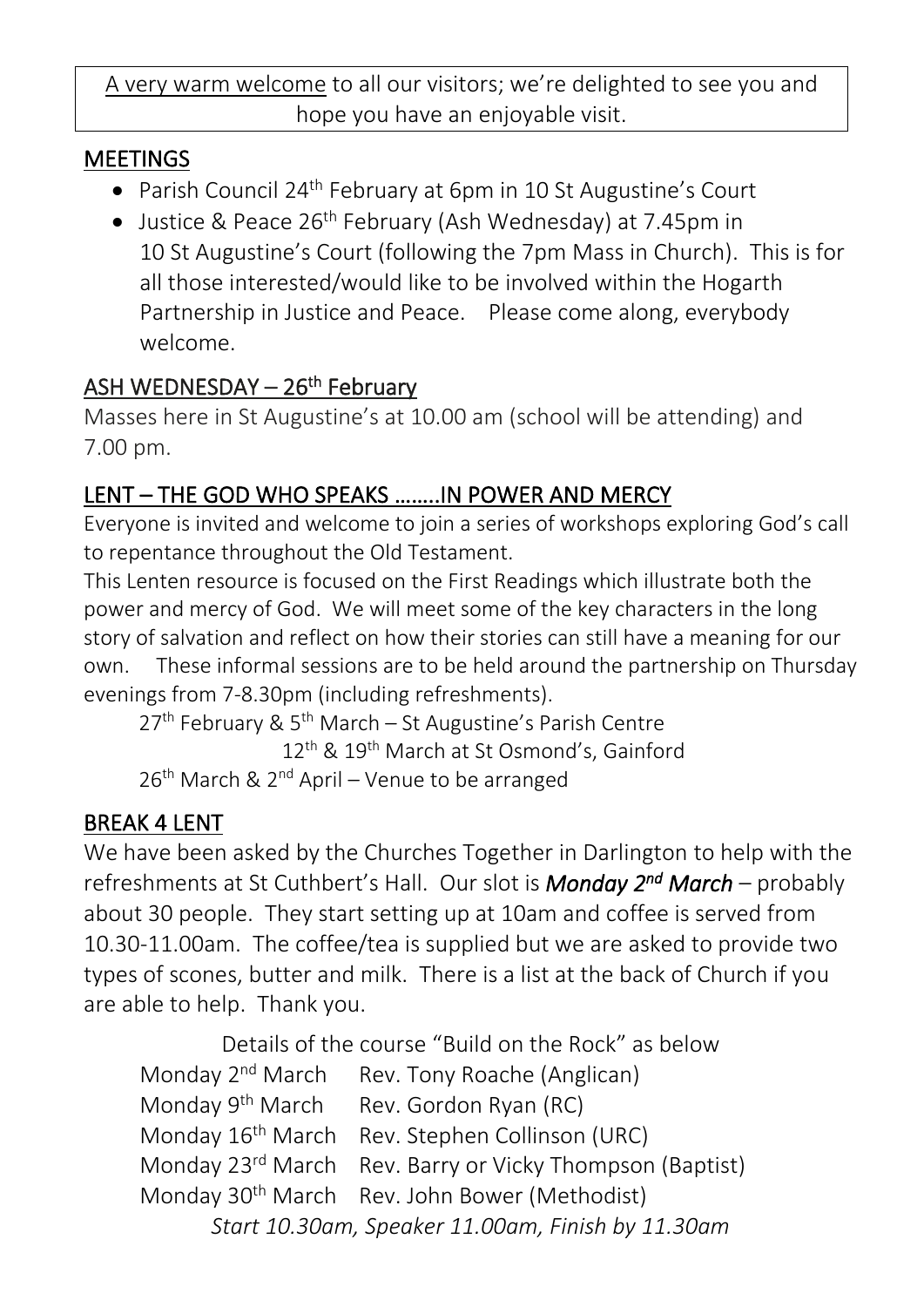A very warm welcome to all our visitors; we're delighted to see you and hope you have an enjoyable visit.

## MEETINGS

- Parish Council 24th February at 6pm in 10 St Augustine's Court
- Justice & Peace 26th February (Ash Wednesday) at 7.45pm in 10 St Augustine's Court (following the 7pm Mass in Church). This is for all those interested/would like to be involved within the Hogarth Partnership in Justice and Peace. Please come along, everybody welcome.

## ASH WEDNESDAY – 26th February

Masses here in St Augustine's at 10.00 am (school will be attending) and 7.00 pm.

## LENT – THE GOD WHO SPEAKS ……..IN POWER AND MERCY

Everyone is invited and welcome to join a series of workshops exploring God's call to repentance throughout the Old Testament.

This Lenten resource is focused on the First Readings which illustrate both the power and mercy of God. We will meet some of the key characters in the long story of salvation and reflect on how their stories can still have a meaning for our own. These informal sessions are to be held around the partnership on Thursday evenings from 7-8.30pm (including refreshments).

27th February & 5th March – St Augustine's Parish Centre
12th & 19th March at St Osmond's, Gainford
26th March & 2nd April – Venue to be arranged

## BREAK 4 LENT

We have been asked by the Churches Together in Darlington to help with the refreshments at St Cuthbert's Hall. Our slot is ***Monday 2nd March*** – probably about 30 people. They start setting up at 10am and coffee is served from 10.30-11.00am. The coffee/tea is supplied but we are asked to provide two types of scones, butter and milk. There is a list at the back of Church if you are able to help. Thank you.

Details of the course "Build on the Rock" as below

| | |
|---|---|
| Monday 2nd March | Rev. Tony Roache (Anglican) |
| Monday 9th March | Rev. Gordon Ryan (RC) |
| Monday 16th March | Rev. Stephen Collinson (URC) |
| Monday 23rd March | Rev. Barry or Vicky Thompson (Baptist) |
| Monday 30th March | Rev. John Bower (Methodist) |

*Start 10.30am, Speaker 11.00am, Finish by 11.30am*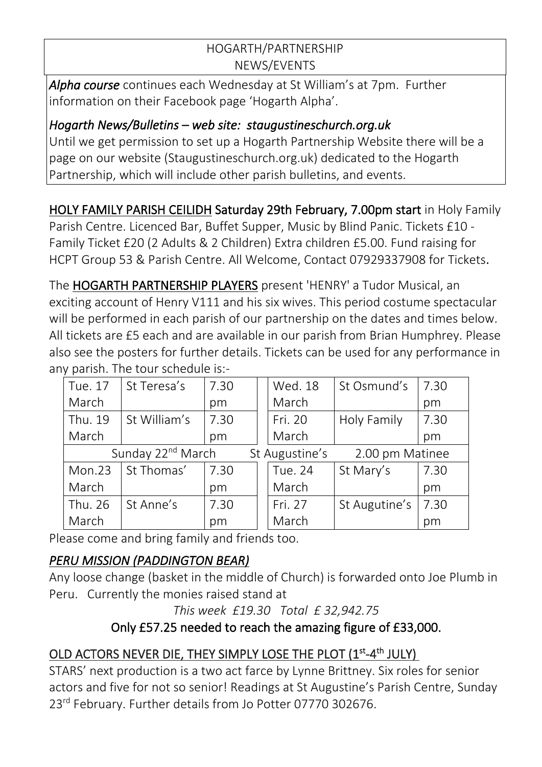## HOGARTH/PARTNERSHIP NEWS/EVENTS

***Alpha course*** continues each Wednesday at St William's at 7pm. Further information on their Facebook page 'Hogarth Alpha'.

*Hogarth News/Bulletins – web site: staugustineschurch.org.uk*
Until we get permission to set up a Hogarth Partnership Website there will be a page on our website (Staugustineschurch.org.uk) dedicated to the Hogarth Partnership, which will include other parish bulletins, and events.

HOLY FAMILY PARISH CEILIDH Saturday 29th February, 7.00pm start in Holy Family Parish Centre. Licenced Bar, Buffet Supper, Music by Blind Panic. Tickets £10 - Family Ticket £20 (2 Adults & 2 Children) Extra children £5.00. Fund raising for HCPT Group 53 & Parish Centre. All Welcome, Contact 07929337908 for Tickets.

The **HOGARTH PARTNERSHIP PLAYERS** present 'HENRY' a Tudor Musical, an exciting account of Henry V111 and his six wives. This period costume spectacular will be performed in each parish of our partnership on the dates and times below. All tickets are £5 each and are available in our parish from Brian Humphrey. Please also see the posters for further details. Tickets can be used for any performance in any parish. The tour schedule is:-

| | | | | | | |
|---|---|---|---|---|---|---|
| Tue. 17 March | St Teresa's | 7.30 pm | | Wed. 18 March | St Osmund's | 7.30 pm |
| Thu. 19 March | St William's | 7.30 pm | | Fri. 20 March | Holy Family | 7.30 pm |
| Sunday 22nd March | | | St Augustine's | 2.00 pm Matinee | | |
| Mon.23 March | St Thomas' | 7.30 pm | | Tue. 24 March | St Mary's | 7.30 pm |
| Thu. 26 March | St Anne's | 7.30 pm | | Fri. 27 March | St Augutine's | 7.30 pm |

Please come and bring family and friends too.

### *PERU MISSION (PADDINGTON BEAR)*

Any loose change (basket in the middle of Church) is forwarded onto Joe Plumb in Peru. Currently the monies raised stand at

*This week £19.30 Total £ 32,942.75*

**Only £57.25 needed to reach the amazing figure of £33,000.**

### OLD ACTORS NEVER DIE, THEY SIMPLY LOSE THE PLOT (1st-4th JULY)

STARS' next production is a two act farce by Lynne Brittney. Six roles for senior actors and five for not so senior! Readings at St Augustine's Parish Centre, Sunday 23rd February. Further details from Jo Potter 07770 302676.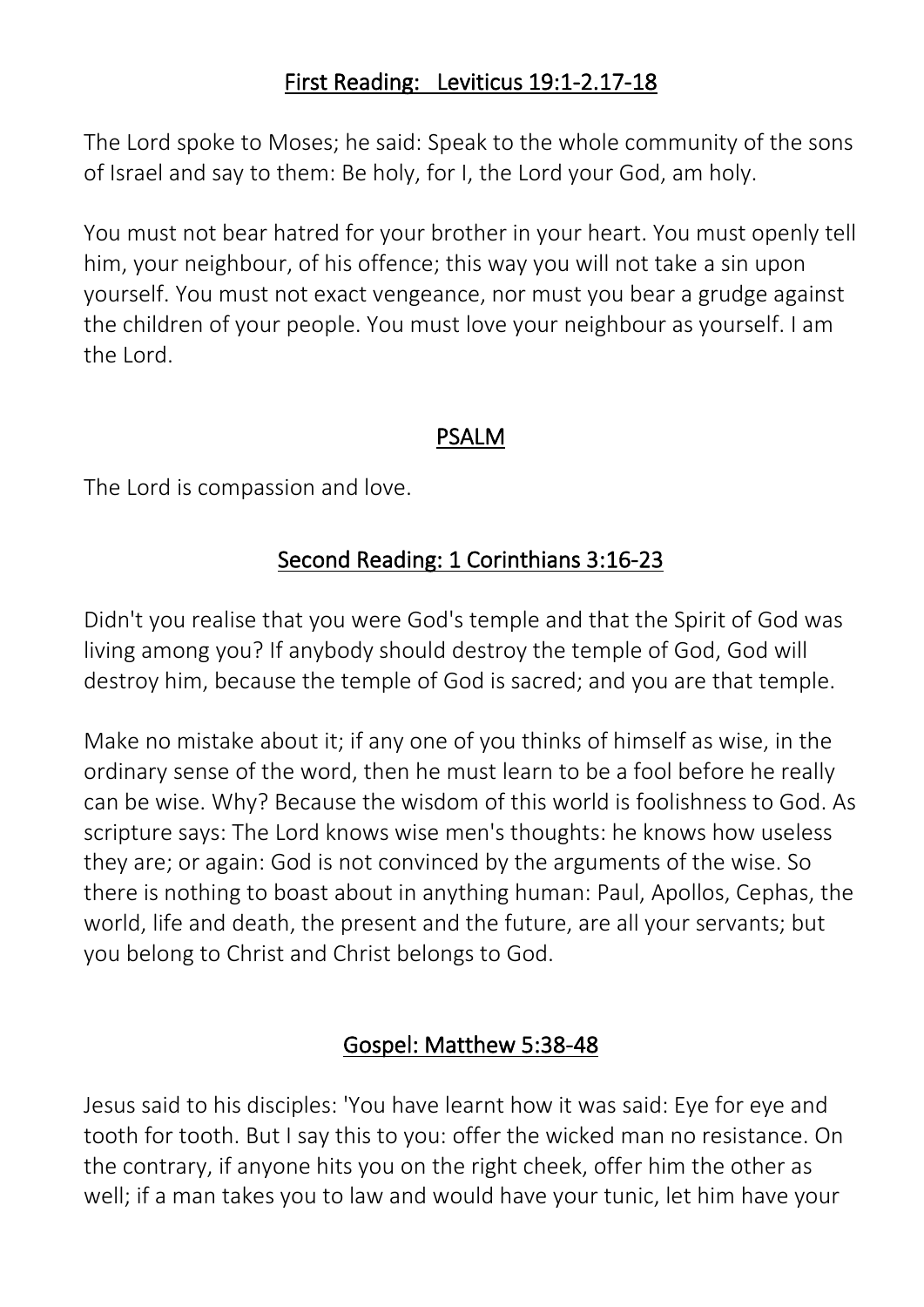## First Reading: Leviticus 19:1-2.17-18

The Lord spoke to Moses; he said: Speak to the whole community of the sons of Israel and say to them: Be holy, for I, the Lord your God, am holy.

You must not bear hatred for your brother in your heart. You must openly tell him, your neighbour, of his offence; this way you will not take a sin upon yourself. You must not exact vengeance, nor must you bear a grudge against the children of your people. You must love your neighbour as yourself. I am the Lord.

## PSALM

The Lord is compassion and love.

## Second Reading: 1 Corinthians 3:16-23

Didn't you realise that you were God's temple and that the Spirit of God was living among you? If anybody should destroy the temple of God, God will destroy him, because the temple of God is sacred; and you are that temple.

Make no mistake about it; if any one of you thinks of himself as wise, in the ordinary sense of the word, then he must learn to be a fool before he really can be wise. Why? Because the wisdom of this world is foolishness to God. As scripture says: The Lord knows wise men's thoughts: he knows how useless they are; or again: God is not convinced by the arguments of the wise. So there is nothing to boast about in anything human: Paul, Apollos, Cephas, the world, life and death, the present and the future, are all your servants; but you belong to Christ and Christ belongs to God.

## Gospel: Matthew 5:38-48

Jesus said to his disciples: 'You have learnt how it was said: Eye for eye and tooth for tooth. But I say this to you: offer the wicked man no resistance. On the contrary, if anyone hits you on the right cheek, offer him the other as well; if a man takes you to law and would have your tunic, let him have your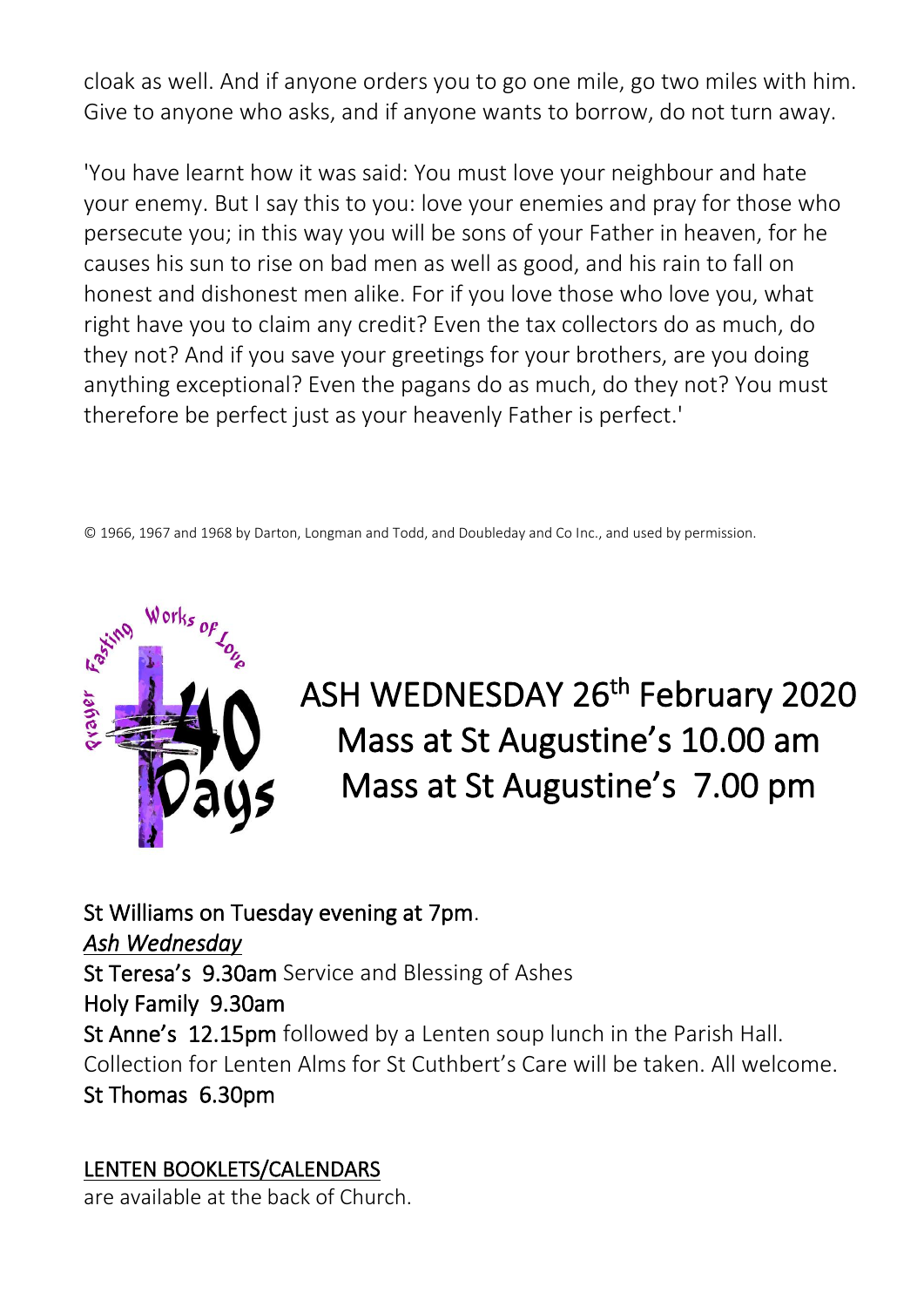cloak as well. And if anyone orders you to go one mile, go two miles with him. Give to anyone who asks, and if anyone wants to borrow, do not turn away.

'You have learnt how it was said: You must love your neighbour and hate your enemy. But I say this to you: love your enemies and pray for those who persecute you; in this way you will be sons of your Father in heaven, for he causes his sun to rise on bad men as well as good, and his rain to fall on honest and dishonest men alike. For if you love those who love you, what right have you to claim any credit? Even the tax collectors do as much, do they not? And if you save your greetings for your brothers, are you doing anything exceptional? Even the pagans do as much, do they not? You must therefore be perfect just as your heavenly Father is perfect.'

© 1966, 1967 and 1968 by Darton, Longman and Todd, and Doubleday and Co Inc., and used by permission.

Fasting Works of Love Prayer 40 Days

## ASH WEDNESDAY 26th February 2020
## Mass at St Augustine's 10.00 am
## Mass at St Augustine's 7.00 pm

St Williams on Tuesday evening at 7pm.

*Ash Wednesday*

St Teresa's 9.30am Service and Blessing of Ashes

Holy Family 9.30am

St Anne's 12.15pm followed by a Lenten soup lunch in the Parish Hall. Collection for Lenten Alms for St Cuthbert's Care will be taken. All welcome.

St Thomas 6.30pm

LENTEN BOOKLETS/CALENDARS

are available at the back of Church.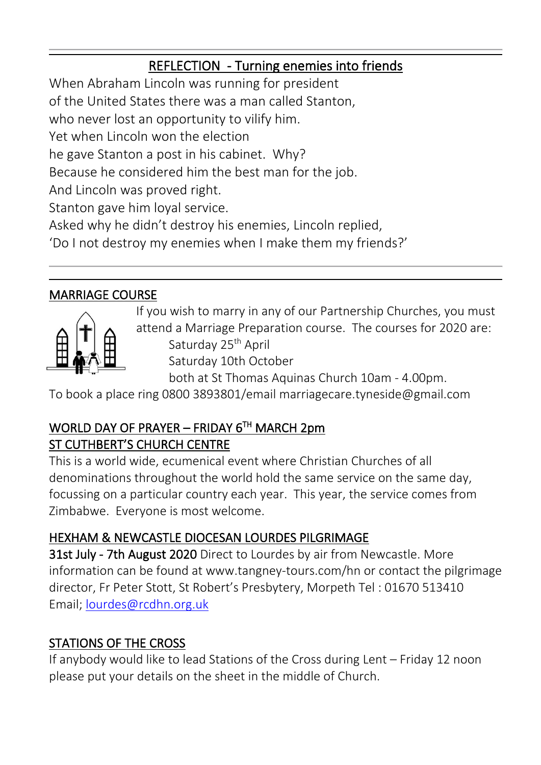## REFLECTION - Turning enemies into friends

When Abraham Lincoln was running for president
of the United States there was a man called Stanton,
who never lost an opportunity to vilify him.
Yet when Lincoln won the election
he gave Stanton a post in his cabinet. Why?
Because he considered him the best man for the job.
And Lincoln was proved right.
Stanton gave him loyal service.
Asked why he didn't destroy his enemies, Lincoln replied,
'Do I not destroy my enemies when I make them my friends?'

---

## MARRIAGE COURSE

If you wish to marry in any of our Partnership Churches, you must attend a Marriage Preparation course. The courses for 2020 are:

Saturday 25th April
Saturday 10th October
both at St Thomas Aquinas Church 10am - 4.00pm.

To book a place ring 0800 3893801/email marriagecare.tyneside@gmail.com

## WORLD DAY OF PRAYER – FRIDAY 6TH MARCH 2pm
## ST CUTHBERT'S CHURCH CENTRE

This is a world wide, ecumenical event where Christian Churches of all denominations throughout the world hold the same service on the same day, focussing on a particular country each year. This year, the service comes from Zimbabwe. Everyone is most welcome.

## HEXHAM & NEWCASTLE DIOCESAN LOURDES PILGRIMAGE

**31st July - 7th August 2020** Direct to Lourdes by air from Newcastle. More information can be found at www.tangney-tours.com/hn or contact the pilgrimage director, Fr Peter Stott, St Robert's Presbytery, Morpeth Tel : 01670 513410 Email; lourdes@rcdhn.org.uk

## STATIONS OF THE CROSS

If anybody would like to lead Stations of the Cross during Lent – Friday 12 noon please put your details on the sheet in the middle of Church.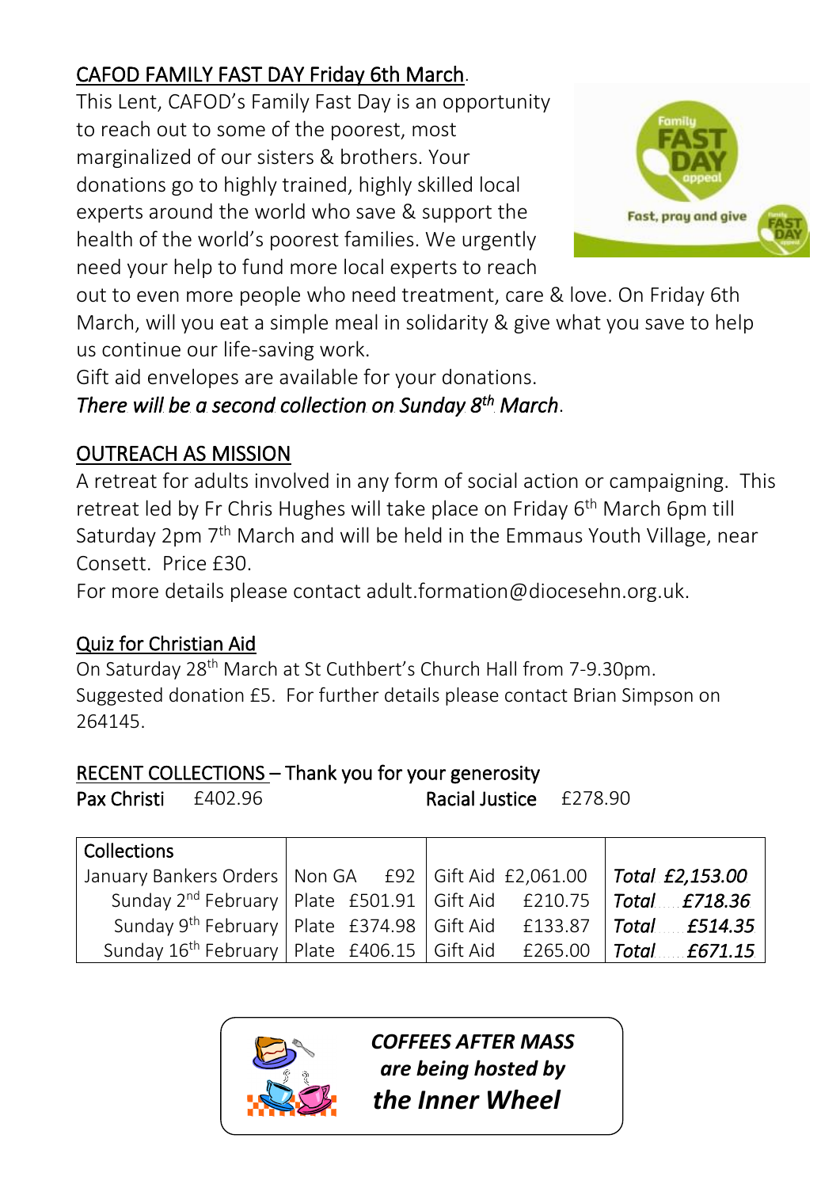## CAFOD FAMILY FAST DAY Friday 6th March.

This Lent, CAFOD's Family Fast Day is an opportunity to reach out to some of the poorest, most marginalized of our sisters & brothers. Your donations go to highly trained, highly skilled local experts around the world who save & support the health of the world's poorest families. We urgently need your help to fund more local experts to reach out to even more people who need treatment, care & love. On Friday 6th March, will you eat a simple meal in solidarity & give what you save to help us continue our life-saving work.

Gift aid envelopes are available for your donations.

*There will be a second collection on Sunday 8th March*.

## OUTREACH AS MISSION

A retreat for adults involved in any form of social action or campaigning. This retreat led by Fr Chris Hughes will take place on Friday 6th March 6pm till Saturday 2pm 7th March and will be held in the Emmaus Youth Village, near Consett. Price £30.

For more details please contact adult.formation@diocesehn.org.uk.

## Quiz for Christian Aid

On Saturday 28th March at St Cuthbert's Church Hall from 7-9.30pm. Suggested donation £5. For further details please contact Brian Simpson on 264145.

## RECENT COLLECTIONS – Thank you for your generosity

**Pax Christi** £402.96 **Racial Justice** £278.90

| Collections | | | |
|---|---|---|---|
| January Bankers Orders | Non GA £92 | Gift Aid £2,061.00 | *Total £2,153.00* |
| Sunday 2nd February | Plate £501.91 | Gift Aid £210.75 | *Total £718.36* |
| Sunday 9th February | Plate £374.98 | Gift Aid £133.87 | *Total £514.35* |
| Sunday 16th February | Plate £406.15 | Gift Aid £265.00 | *Total £671.15* |

***COFFEES AFTER MASS are being hosted by the Inner Wheel***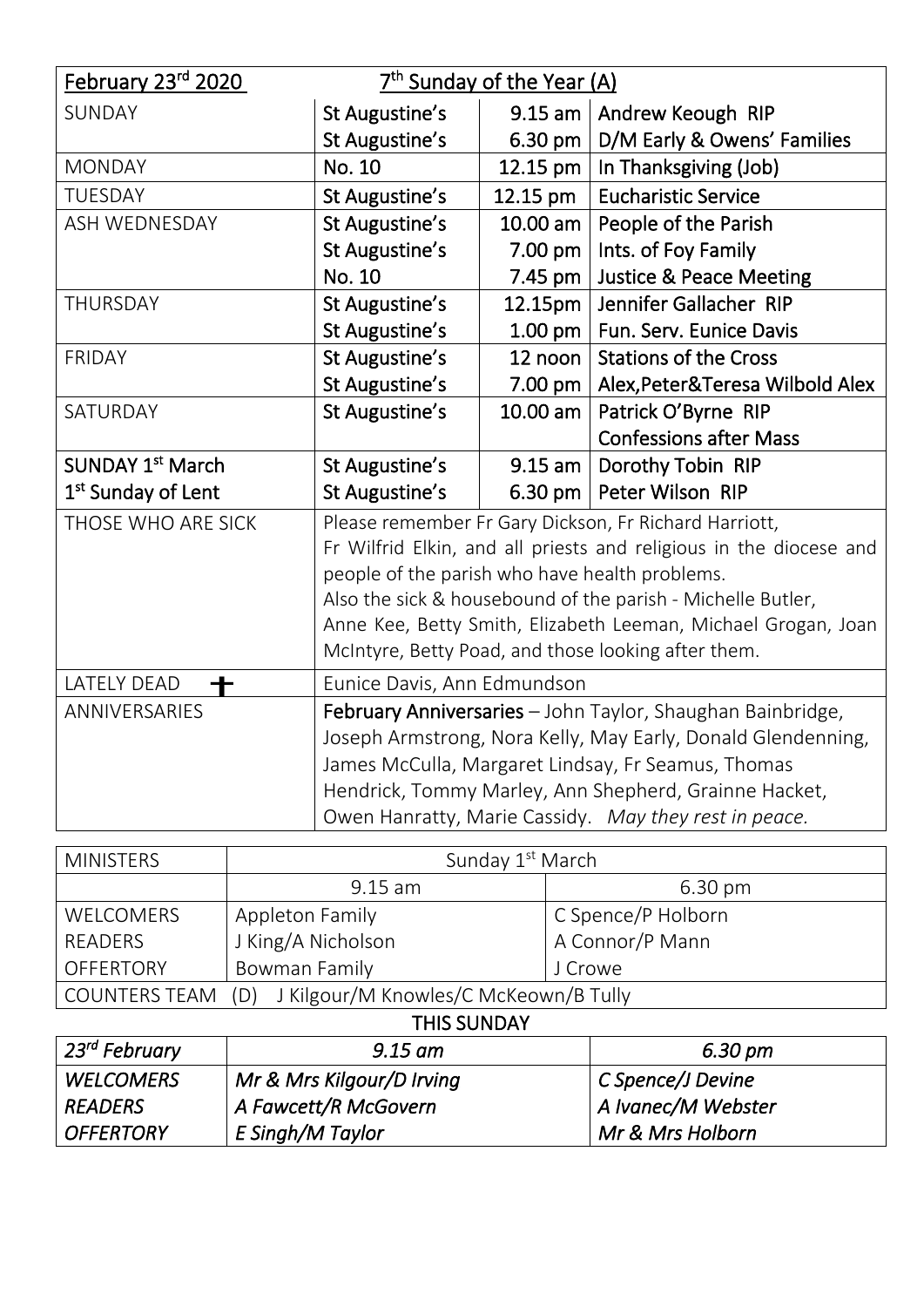| February 23rd 2020 | 7th Sunday of the Year (A) | | |
|---|---|---|---|
| SUNDAY | St Augustine's | 9.15 am | Andrew Keough RIP |
| | St Augustine's | 6.30 pm | D/M Early & Owens' Families |
| MONDAY | No. 10 | 12.15 pm | In Thanksgiving (Job) |
| TUESDAY | St Augustine's | 12.15 pm | Eucharistic Service |
| ASH WEDNESDAY | St Augustine's | 10.00 am | People of the Parish |
| | St Augustine's | 7.00 pm | Ints. of Foy Family |
| | No. 10 | 7.45 pm | Justice & Peace Meeting |
| THURSDAY | St Augustine's | 12.15pm | Jennifer Gallacher RIP |
| | St Augustine's | 1.00 pm | Fun. Serv. Eunice Davis |
| FRIDAY | St Augustine's | 12 noon | Stations of the Cross |
| | St Augustine's | 7.00 pm | Alex,Peter&Teresa Wilbold Alex |
| SATURDAY | St Augustine's | 10.00 am | Patrick O'Byrne RIP |
| | | | Confessions after Mass |
| SUNDAY 1st March | St Augustine's | 9.15 am | Dorothy Tobin RIP |
| 1st Sunday of Lent | St Augustine's | 6.30 pm | Peter Wilson RIP |
| THOSE WHO ARE SICK | Please remember Fr Gary Dickson, Fr Richard Harriott, Fr Wilfrid Elkin, and all priests and religious in the diocese and people of the parish who have health problems. Also the sick & housebound of the parish - Michelle Butler, Anne Kee, Betty Smith, Elizabeth Leeman, Michael Grogan, Joan McIntyre, Betty Poad, and those looking after them. | | |
| LATELY DEAD ✝ | Eunice Davis, Ann Edmundson | | |
| ANNIVERSARIES | **February Anniversaries** – John Taylor, Shaughan Bainbridge, Joseph Armstrong, Nora Kelly, May Early, Donald Glendenning, James McCulla, Margaret Lindsay, Fr Seamus, Thomas Hendrick, Tommy Marley, Ann Shepherd, Grainne Hacket, Owen Hanratty, Marie Cassidy. *May they rest in peace.* | | |

| MINISTERS | Sunday 1st March | |
|---|---|---|
| | 9.15 am | 6.30 pm |
| WELCOMERS | Appleton Family | C Spence/P Holborn |
| READERS | J King/A Nicholson | A Connor/P Mann |
| OFFERTORY | Bowman Family | J Crowe |
| COUNTERS TEAM (D) | J Kilgour/M Knowles/C McKeown/B Tully | |

THIS SUNDAY

| *23rd February* | *9.15 am* | *6.30 pm* |
|---|---|---|
| *WELCOMERS* | *Mr & Mrs Kilgour/D Irving* | *C Spence/J Devine* |
| *READERS* | *A Fawcett/R McGovern* | *A Ivanec/M Webster* |
| *OFFERTORY* | *E Singh/M Taylor* | *Mr & Mrs Holborn* |